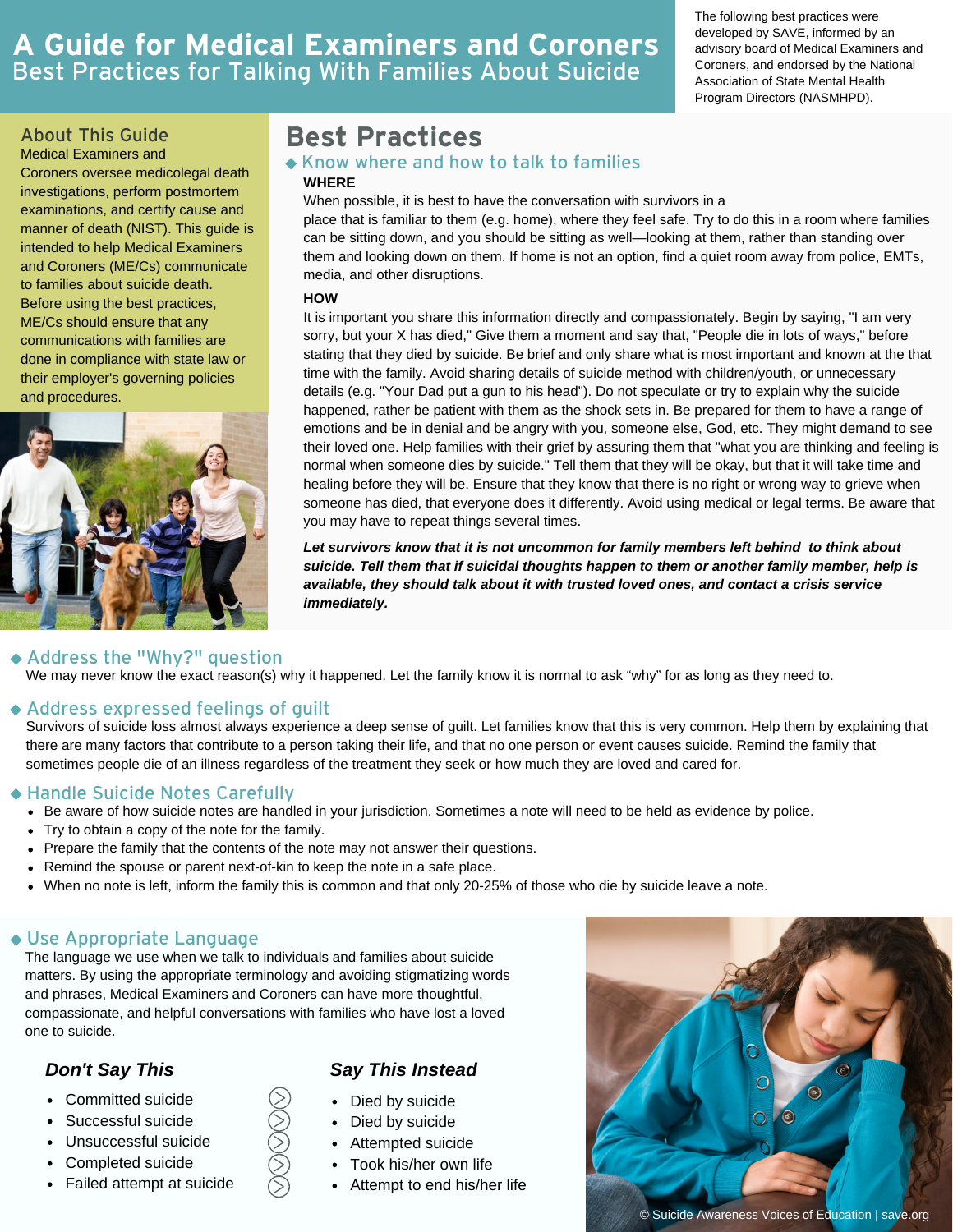# A Guide for Medical Examiners and Coroners
## Best Practices for Talking With Families About Suicide

The following best practices were developed by SAVE, informed by an advisory board of Medical Examiners and Coroners, and endorsed by the National Association of State Mental Health Program Directors (NASMHPD).

### About This Guide

Medical Examiners and Coroners oversee medicolegal death investigations, perform postmortem examinations, and certify cause and manner of death (NIST). This guide is intended to help Medical Examiners and Coroners (ME/Cs) communicate to families about suicide death. Before using the best practices, ME/Cs should ensure that any communications with families are done in compliance with state law or their employer's governing policies and procedures.

## Best Practices

### ◆ Know where and how to talk to families

**WHERE**

When possible, it is best to have the conversation with survivors in a place that is familiar to them (e.g. home), where they feel safe. Try to do this in a room where families can be sitting down, and you should be sitting as well—looking at them, rather than standing over them and looking down on them. If home is not an option, find a quiet room away from police, EMTs, media, and other disruptions.

**HOW**

It is important you share this information directly and compassionately. Begin by saying, "I am very sorry, but your X has died," Give them a moment and say that, "People die in lots of ways," before stating that they died by suicide. Be brief and only share what is most important and known at the that time with the family. Avoid sharing details of suicide method with children/youth, or unnecessary details (e.g. "Your Dad put a gun to his head"). Do not speculate or try to explain why the suicide happened, rather be patient with them as the shock sets in. Be prepared for them to have a range of emotions and be in denial and be angry with you, someone else, God, etc. They might demand to see their loved one. Help families with their grief by assuring them that "what you are thinking and feeling is normal when someone dies by suicide." Tell them that they will be okay, but that it will take time and healing before they will be. Ensure that they know that there is no right or wrong way to grieve when someone has died, that everyone does it differently. Avoid using medical or legal terms. Be aware that you may have to repeat things several times.

***Let survivors know that it is not uncommon for family members left behind to think about suicide. Tell them that if suicidal thoughts happen to them or another family member, help is available, they should talk about it with trusted loved ones, and contact a crisis service immediately.***

### ◆ Address the "Why?" question

We may never know the exact reason(s) why it happened. Let the family know it is normal to ask "why" for as long as they need to.

### ◆ Address expressed feelings of guilt

Survivors of suicide loss almost always experience a deep sense of guilt. Let families know that this is very common. Help them by explaining that there are many factors that contribute to a person taking their life, and that no one person or event causes suicide. Remind the family that sometimes people die of an illness regardless of the treatment they seek or how much they are loved and cared for.

### ◆ Handle Suicide Notes Carefully

- Be aware of how suicide notes are handled in your jurisdiction. Sometimes a note will need to be held as evidence by police.
- Try to obtain a copy of the note for the family.
- Prepare the family that the contents of the note may not answer their questions.
- Remind the spouse or parent next-of-kin to keep the note in a safe place.
- When no note is left, inform the family this is common and that only 20-25% of those who die by suicide leave a note.

### ◆ Use Appropriate Language

The language we use when we talk to individuals and families about suicide matters. By using the appropriate terminology and avoiding stigmatizing words and phrases, Medical Examiners and Coroners can have more thoughtful, compassionate, and helpful conversations with families who have lost a loved one to suicide.

| *Don't Say This* | *Say This Instead* |
|---|---|
| Committed suicide | Died by suicide |
| Successful suicide | Died by suicide |
| Unsuccessful suicide | Attempted suicide |
| Completed suicide | Took his/her own life |
| Failed attempt at suicide | Attempt to end his/her life |

© Suicide Awareness Voices of Education | save.org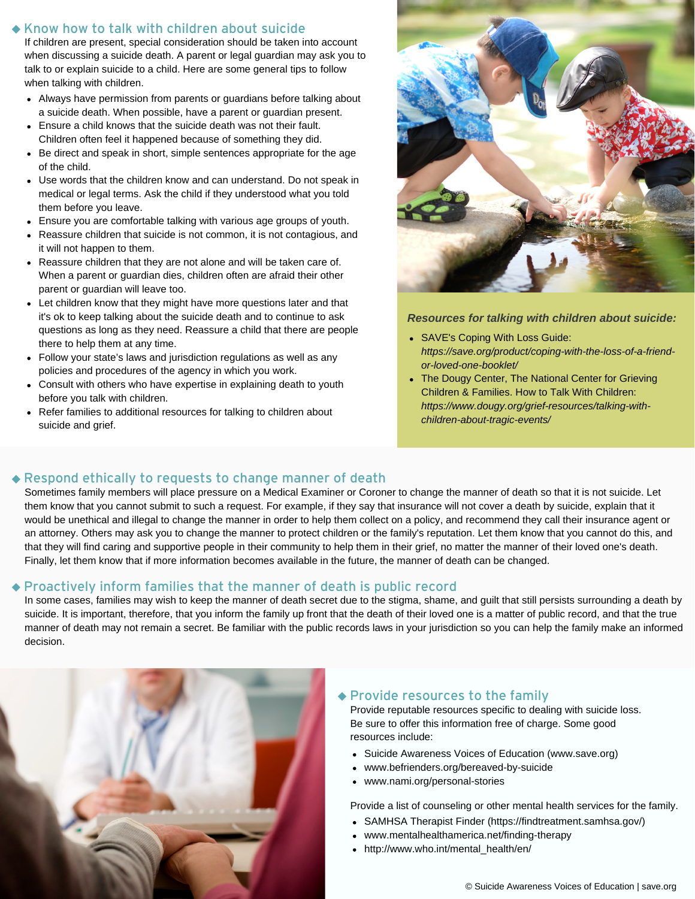## Know how to talk with children about suicide

If children are present, special consideration should be taken into account when discussing a suicide death. A parent or legal guardian may ask you to talk to or explain suicide to a child. Here are some general tips to follow when talking with children.

- Always have permission from parents or guardians before talking about a suicide death. When possible, have a parent or guardian present.
- Ensure a child knows that the suicide death was not their fault. Children often feel it happened because of something they did.
- Be direct and speak in short, simple sentences appropriate for the age of the child.
- Use words that the children know and can understand. Do not speak in medical or legal terms. Ask the child if they understood what you told them before you leave.
- Ensure you are comfortable talking with various age groups of youth.
- Reassure children that suicide is not common, it is not contagious, and it will not happen to them.
- Reassure children that they are not alone and will be taken care of. When a parent or guardian dies, children often are afraid their other parent or guardian will leave too.
- Let children know that they might have more questions later and that it's ok to keep talking about the suicide death and to continue to ask questions as long as they need. Reassure a child that there are people there to help them at any time.
- Follow your state's laws and jurisdiction regulations as well as any policies and procedures of the agency in which you work.
- Consult with others who have expertise in explaining death to youth before you talk with children.
- Refer families to additional resources for talking to children about suicide and grief.

***Resources for talking with children about suicide:***

- SAVE's Coping With Loss Guide: *https://save.org/product/coping-with-the-loss-of-a-friend-or-loved-one-booklet/*
- The Dougy Center, The National Center for Grieving Children & Families. How to Talk With Children: *https://www.dougy.org/grief-resources/talking-with-children-about-tragic-events/*

## Respond ethically to requests to change manner of death

Sometimes family members will place pressure on a Medical Examiner or Coroner to change the manner of death so that it is not suicide. Let them know that you cannot submit to such a request. For example, if they say that insurance will not cover a death by suicide, explain that it would be unethical and illegal to change the manner in order to help them collect on a policy, and recommend they call their insurance agent or an attorney. Others may ask you to change the manner to protect children or the family's reputation. Let them know that you cannot do this, and that they will find caring and supportive people in their community to help them in their grief, no matter the manner of their loved one's death. Finally, let them know that if more information becomes available in the future, the manner of death can be changed.

## Proactively inform families that the manner of death is public record

In some cases, families may wish to keep the manner of death secret due to the stigma, shame, and guilt that still persists surrounding a death by suicide. It is important, therefore, that you inform the family up front that the death of their loved one is a matter of public record, and that the true manner of death may not remain a secret. Be familiar with the public records laws in your jurisdiction so you can help the family make an informed decision.

## Provide resources to the family

Provide reputable resources specific to dealing with suicide loss. Be sure to offer this information free of charge. Some good resources include:

- Suicide Awareness Voices of Education (www.save.org)
- www.befrienders.org/bereaved-by-suicide
- www.nami.org/personal-stories

Provide a list of counseling or other mental health services for the family.

- SAMHSA Therapist Finder (https://findtreatment.samhsa.gov/)
- www.mentalhealthamerica.net/finding-therapy
- http://www.who.int/mental_health/en/

© Suicide Awareness Voices of Education | save.org